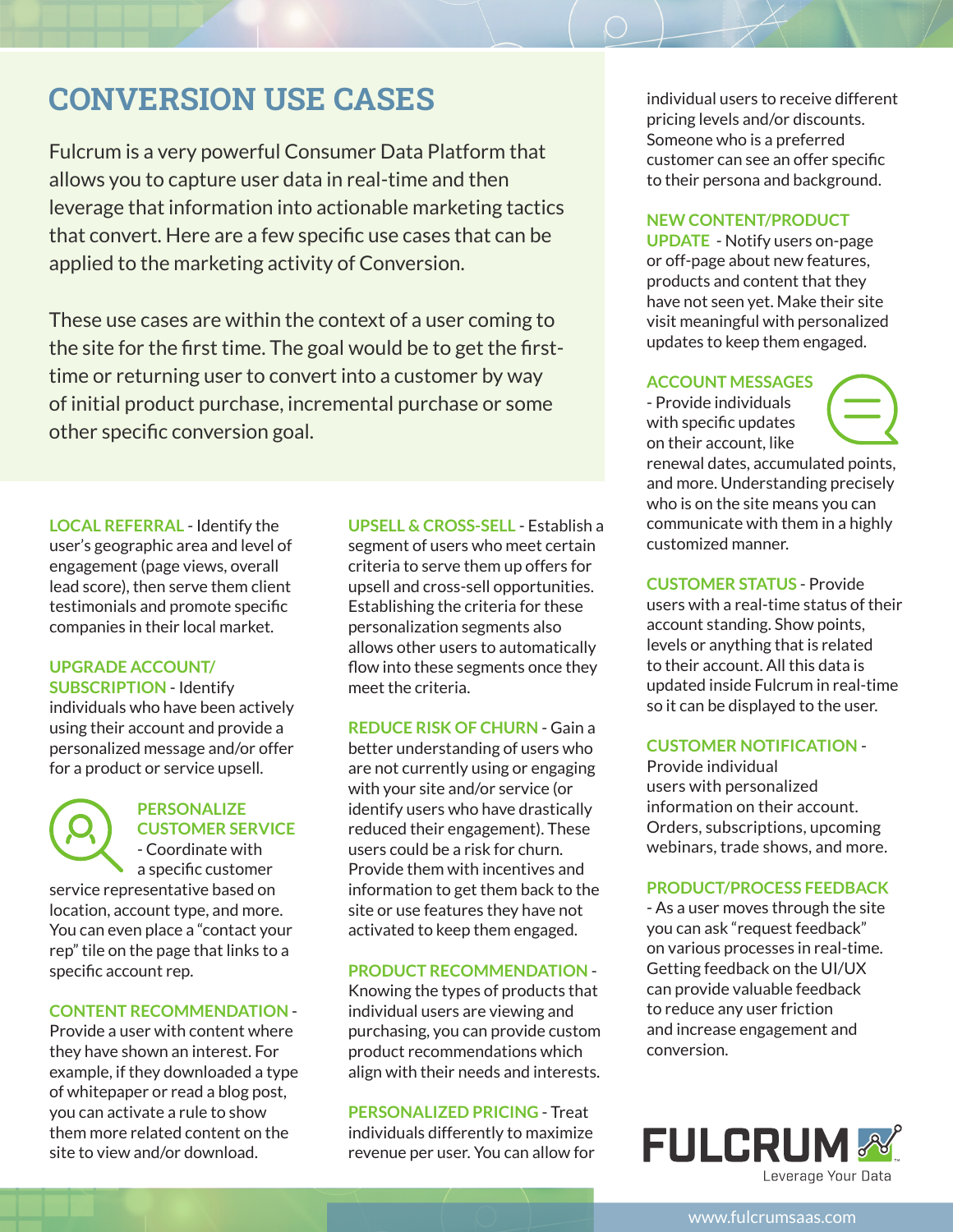# CONVERSION USE CASES

Fulcrum is a very powerful Consumer Data Platform that allows you to capture user data in real-time and then leverage that information into actionable marketing tactics that convert. Here are a few specific use cases that can be applied to the marketing activity of Conversion.

These use cases are within the context of a user coming to the site for the first time. The goal would be to get the first-time or returning user to convert into a customer by way of initial product purchase, incremental purchase or some other specific conversion goal.

**LOCAL REFERRAL** - Identify the user's geographic area and level of engagement (page views, overall lead score), then serve them client testimonials and promote specific companies in their local market.

**UPGRADE ACCOUNT/ SUBSCRIPTION** - Identify individuals who have been actively using their account and provide a personalized message and/or offer for a product or service upsell.

**PERSONALIZE CUSTOMER SERVICE** - Coordinate with a specific customer service representative based on location, account type, and more. You can even place a "contact your rep" tile on the page that links to a specific account rep.

**CONTENT RECOMMENDATION** - Provide a user with content where they have shown an interest. For example, if they downloaded a type of whitepaper or read a blog post, you can activate a rule to show them more related content on the site to view and/or download.

**UPSELL & CROSS-SELL** - Establish a segment of users who meet certain criteria to serve them up offers for upsell and cross-sell opportunities. Establishing the criteria for these personalization segments also allows other users to automatically flow into these segments once they meet the criteria.

**REDUCE RISK OF CHURN** - Gain a better understanding of users who are not currently using or engaging with your site and/or service (or identify users who have drastically reduced their engagement). These users could be a risk for churn. Provide them with incentives and information to get them back to the site or use features they have not activated to keep them engaged.

**PRODUCT RECOMMENDATION** - Knowing the types of products that individual users are viewing and purchasing, you can provide custom product recommendations which align with their needs and interests.

**PERSONALIZED PRICING** - Treat individuals differently to maximize revenue per user. You can allow for individual users to receive different pricing levels and/or discounts. Someone who is a preferred customer can see an offer specific to their persona and background.

**NEW CONTENT/PRODUCT UPDATE** - Notify users on-page or off-page about new features, products and content that they have not seen yet. Make their site visit meaningful with personalized updates to keep them engaged.

**ACCOUNT MESSAGES** - Provide individuals with specific updates on their account, like renewal dates, accumulated points, and more. Understanding precisely who is on the site means you can communicate with them in a highly customized manner.

**CUSTOMER STATUS** - Provide users with a real-time status of their account standing. Show points, levels or anything that is related to their account. All this data is updated inside Fulcrum in real-time so it can be displayed to the user.

**CUSTOMER NOTIFICATION** - Provide individual users with personalized information on their account. Orders, subscriptions, upcoming webinars, trade shows, and more.

**PRODUCT/PROCESS FEEDBACK** - As a user moves through the site you can ask "request feedback" on various processes in real-time. Getting feedback on the UI/UX can provide valuable feedback to reduce any user friction and increase engagement and conversion.

FULCRUM
Leverage Your Data

www.fulcrumsaas.com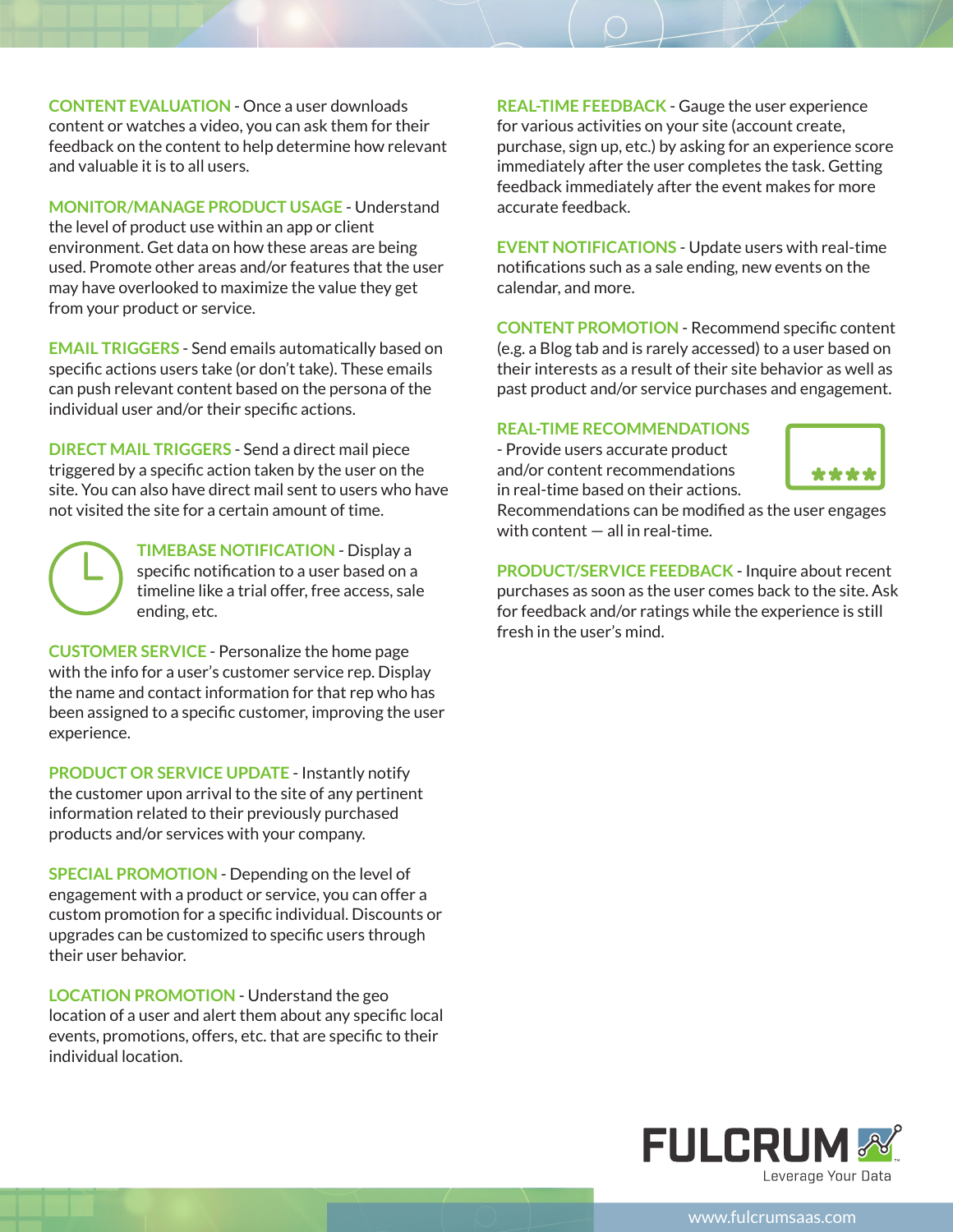**CONTENT EVALUATION** - Once a user downloads content or watches a video, you can ask them for their feedback on the content to help determine how relevant and valuable it is to all users.

**MONITOR/MANAGE PRODUCT USAGE** - Understand the level of product use within an app or client environment. Get data on how these areas are being used. Promote other areas and/or features that the user may have overlooked to maximize the value they get from your product or service.

**EMAIL TRIGGERS** - Send emails automatically based on specific actions users take (or don't take). These emails can push relevant content based on the persona of the individual user and/or their specific actions.

**DIRECT MAIL TRIGGERS** - Send a direct mail piece triggered by a specific action taken by the user on the site. You can also have direct mail sent to users who have not visited the site for a certain amount of time.

**TIMEBASE NOTIFICATION** - Display a specific notification to a user based on a timeline like a trial offer, free access, sale ending, etc.

**CUSTOMER SERVICE** - Personalize the home page with the info for a user's customer service rep. Display the name and contact information for that rep who has been assigned to a specific customer, improving the user experience.

**PRODUCT OR SERVICE UPDATE** - Instantly notify the customer upon arrival to the site of any pertinent information related to their previously purchased products and/or services with your company.

**SPECIAL PROMOTION** - Depending on the level of engagement with a product or service, you can offer a custom promotion for a specific individual. Discounts or upgrades can be customized to specific users through their user behavior.

**LOCATION PROMOTION** - Understand the geo location of a user and alert them about any specific local events, promotions, offers, etc. that are specific to their individual location.

**REAL-TIME FEEDBACK** - Gauge the user experience for various activities on your site (account create, purchase, sign up, etc.) by asking for an experience score immediately after the user completes the task. Getting feedback immediately after the event makes for more accurate feedback.

**EVENT NOTIFICATIONS** - Update users with real-time notifications such as a sale ending, new events on the calendar, and more.

**CONTENT PROMOTION** - Recommend specific content (e.g. a Blog tab and is rarely accessed) to a user based on their interests as a result of their site behavior as well as past product and/or service purchases and engagement.

**REAL-TIME RECOMMENDATIONS** - Provide users accurate product and/or content recommendations in real-time based on their actions. Recommendations can be modified as the user engages with content — all in real-time.

**PRODUCT/SERVICE FEEDBACK** - Inquire about recent purchases as soon as the user comes back to the site. Ask for feedback and/or ratings while the experience is still fresh in the user's mind.

FULCRUM™
Leverage Your Data

www.fulcrumsaas.com